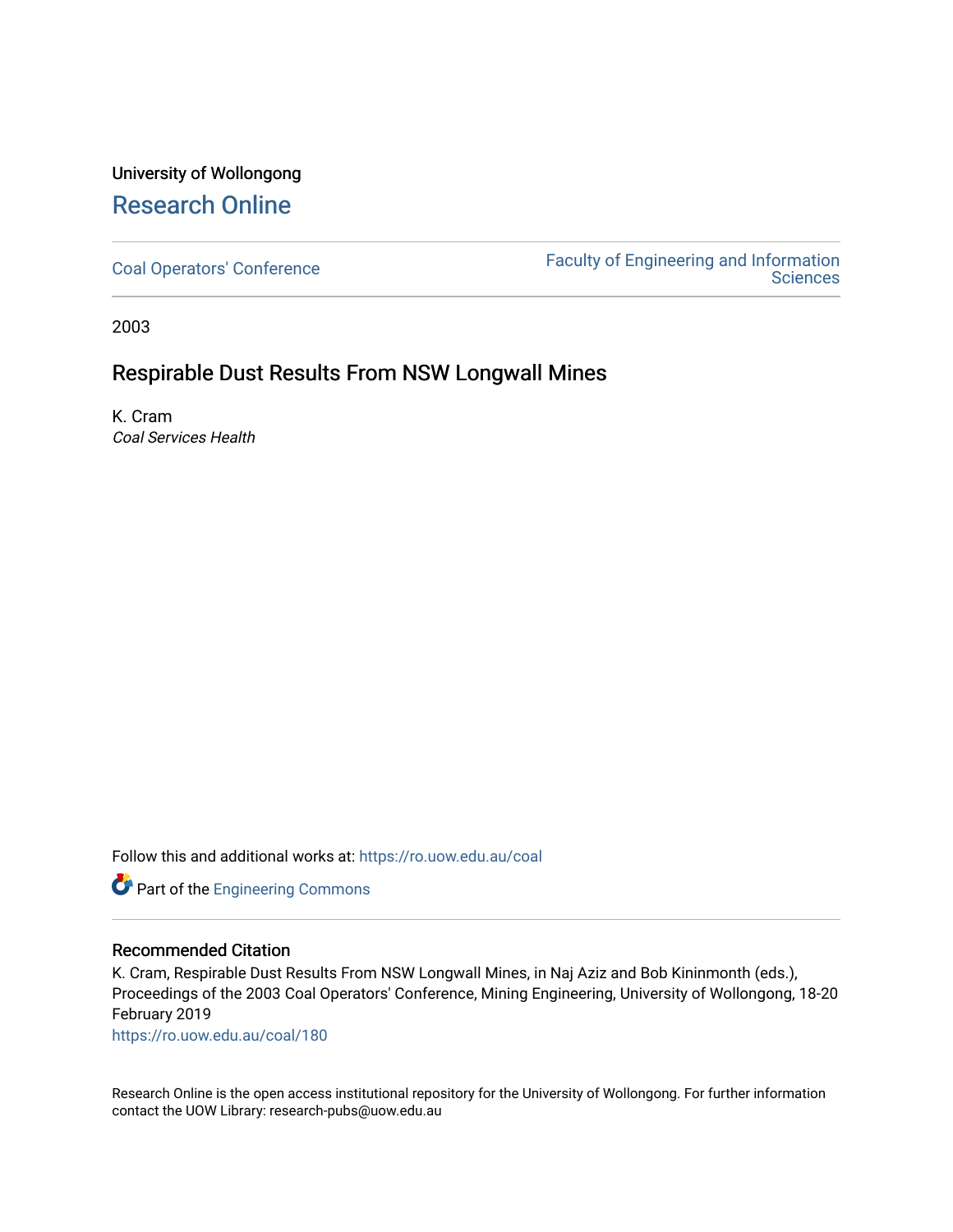University of Wollongong

# Research Online

Coal Operators' Conference | Faculty of Engineering and Information Sciences

2003

## Respirable Dust Results From NSW Longwall Mines

K. Cram

*Coal Services Health*

Follow this and additional works at: https://ro.uow.edu.au/coal

Part of the Engineering Commons

### Recommended Citation

K. Cram, Respirable Dust Results From NSW Longwall Mines, in Naj Aziz and Bob Kininmonth (eds.), Proceedings of the 2003 Coal Operators' Conference, Mining Engineering, University of Wollongong, 18-20 February 2019

https://ro.uow.edu.au/coal/180

Research Online is the open access institutional repository for the University of Wollongong. For further information contact the UOW Library: research-pubs@uow.edu.au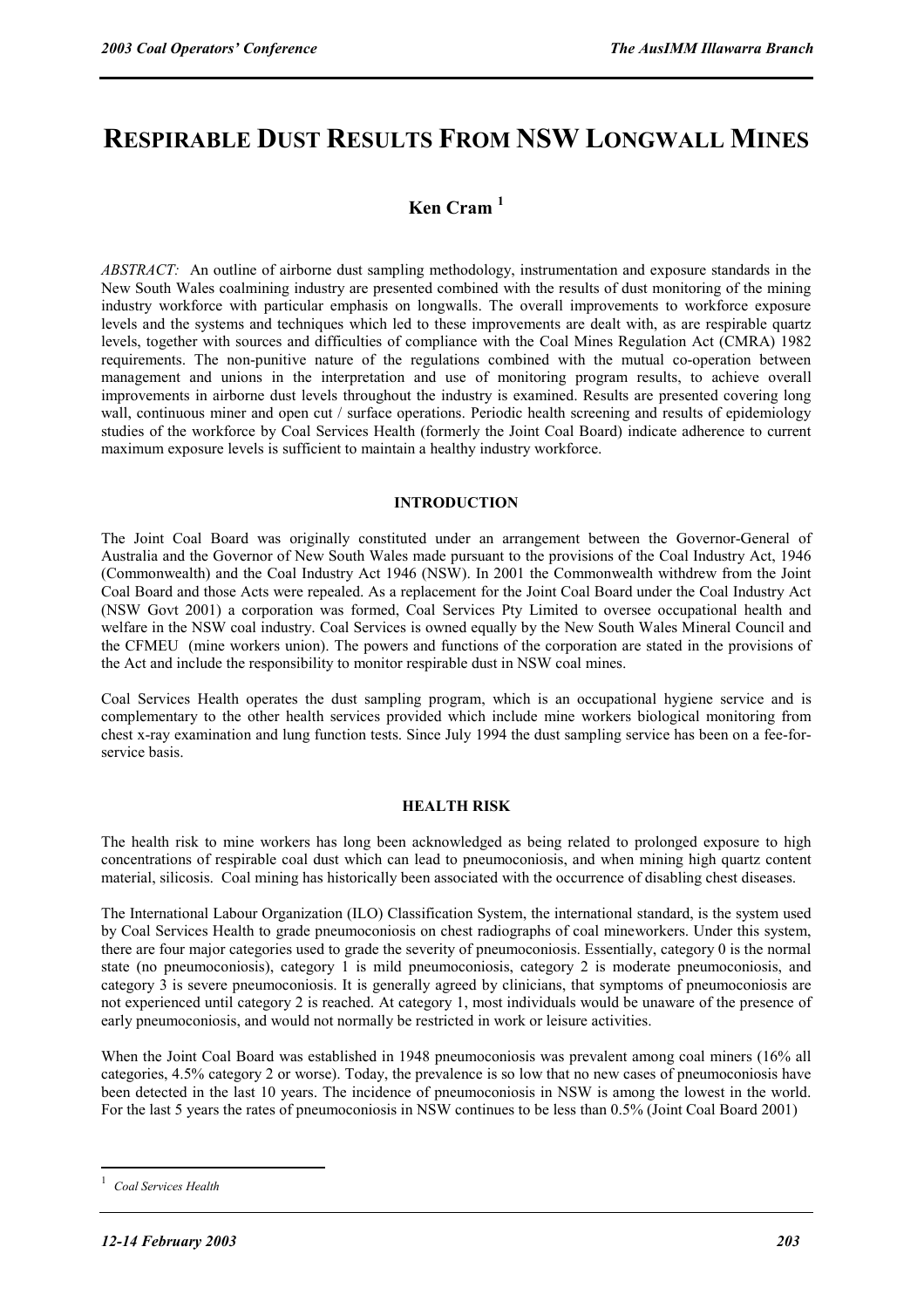# Respirable Dust Results From NSW Longwall Mines

## Ken Cram [1]

*ABSTRACT:* An outline of airborne dust sampling methodology, instrumentation and exposure standards in the New South Wales coalmining industry are presented combined with the results of dust monitoring of the mining industry workforce with particular emphasis on longwalls. The overall improvements to workforce exposure levels and the systems and techniques which led to these improvements are dealt with, as are respirable quartz levels, together with sources and difficulties of compliance with the Coal Mines Regulation Act (CMRA) 1982 requirements. The non-punitive nature of the regulations combined with the mutual co-operation between management and unions in the interpretation and use of monitoring program results, to achieve overall improvements in airborne dust levels throughout the industry is examined. Results are presented covering long wall, continuous miner and open cut / surface operations. Periodic health screening and results of epidemiology studies of the workforce by Coal Services Health (formerly the Joint Coal Board) indicate adherence to current maximum exposure levels is sufficient to maintain a healthy industry workforce.

### INTRODUCTION

The Joint Coal Board was originally constituted under an arrangement between the Governor-General of Australia and the Governor of New South Wales made pursuant to the provisions of the Coal Industry Act, 1946 (Commonwealth) and the Coal Industry Act 1946 (NSW). In 2001 the Commonwealth withdrew from the Joint Coal Board and those Acts were repealed. As a replacement for the Joint Coal Board under the Coal Industry Act (NSW Govt 2001) a corporation was formed, Coal Services Pty Limited to oversee occupational health and welfare in the NSW coal industry. Coal Services is owned equally by the New South Wales Mineral Council and the CFMEU (mine workers union). The powers and functions of the corporation are stated in the provisions of the Act and include the responsibility to monitor respirable dust in NSW coal mines.

Coal Services Health operates the dust sampling program, which is an occupational hygiene service and is complementary to the other health services provided which include mine workers biological monitoring from chest x-ray examination and lung function tests. Since July 1994 the dust sampling service has been on a fee-for-service basis.

### HEALTH RISK

The health risk to mine workers has long been acknowledged as being related to prolonged exposure to high concentrations of respirable coal dust which can lead to pneumoconiosis, and when mining high quartz content material, silicosis. Coal mining has historically been associated with the occurrence of disabling chest diseases.

The International Labour Organization (ILO) Classification System, the international standard, is the system used by Coal Services Health to grade pneumoconiosis on chest radiographs of coal mineworkers. Under this system, there are four major categories used to grade the severity of pneumoconiosis. Essentially, category 0 is the normal state (no pneumoconiosis), category 1 is mild pneumoconiosis, category 2 is moderate pneumoconiosis, and category 3 is severe pneumoconiosis. It is generally agreed by clinicians, that symptoms of pneumoconiosis are not experienced until category 2 is reached. At category 1, most individuals would be unaware of the presence of early pneumoconiosis, and would not normally be restricted in work or leisure activities.

When the Joint Coal Board was established in 1948 pneumoconiosis was prevalent among coal miners (16% all categories, 4.5% category 2 or worse). Today, the prevalence is so low that no new cases of pneumoconiosis have been detected in the last 10 years. The incidence of pneumoconiosis in NSW is among the lowest in the world. For the last 5 years the rates of pneumoconiosis in NSW continues to be less than 0.5% (Joint Coal Board 2001)

---

[1] *Coal Services Health*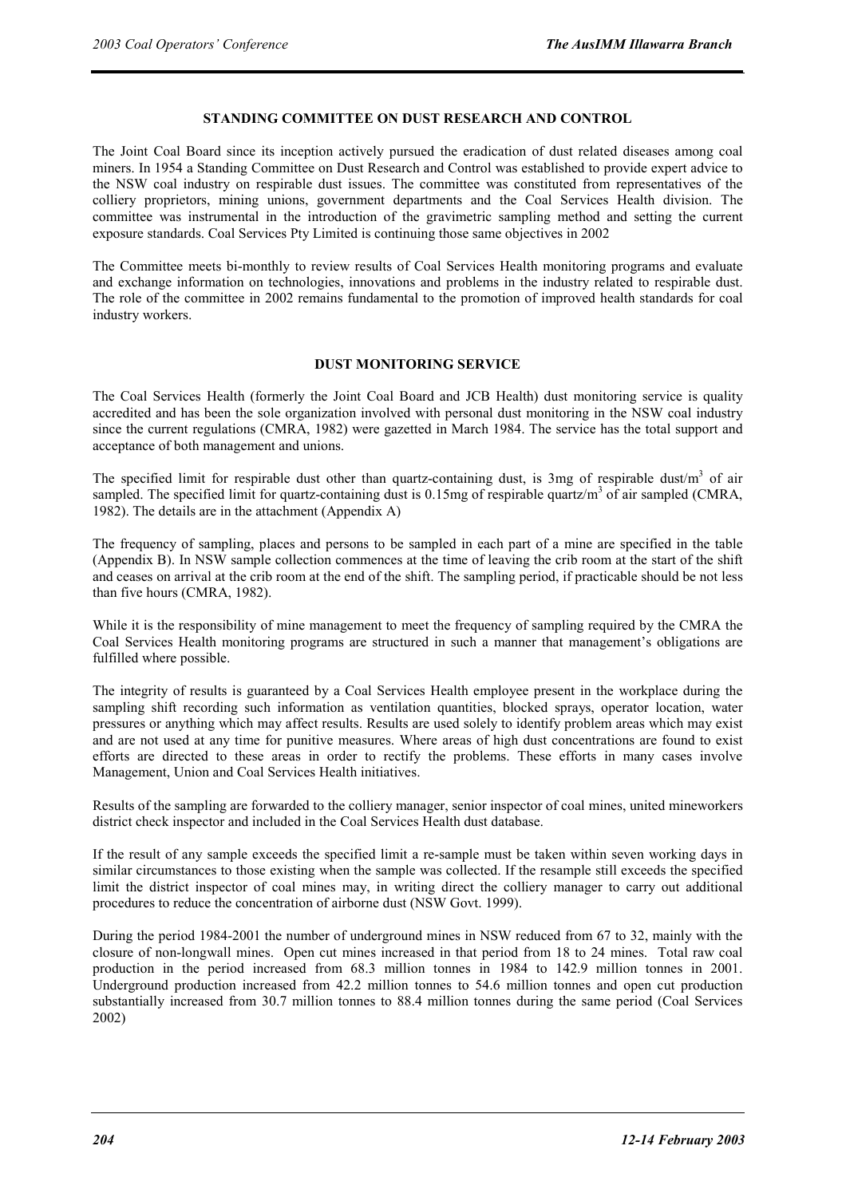## STANDING COMMITTEE ON DUST RESEARCH AND CONTROL

The Joint Coal Board since its inception actively pursued the eradication of dust related diseases among coal miners. In 1954 a Standing Committee on Dust Research and Control was established to provide expert advice to the NSW coal industry on respirable dust issues. The committee was constituted from representatives of the colliery proprietors, mining unions, government departments and the Coal Services Health division. The committee was instrumental in the introduction of the gravimetric sampling method and setting the current exposure standards. Coal Services Pty Limited is continuing those same objectives in 2002

The Committee meets bi-monthly to review results of Coal Services Health monitoring programs and evaluate and exchange information on technologies, innovations and problems in the industry related to respirable dust. The role of the committee in 2002 remains fundamental to the promotion of improved health standards for coal industry workers.

## DUST MONITORING SERVICE

The Coal Services Health (formerly the Joint Coal Board and JCB Health) dust monitoring service is quality accredited and has been the sole organization involved with personal dust monitoring in the NSW coal industry since the current regulations (CMRA, 1982) were gazetted in March 1984. The service has the total support and acceptance of both management and unions.

The specified limit for respirable dust other than quartz-containing dust, is 3mg of respirable dust/m$^3$ of air sampled. The specified limit for quartz-containing dust is 0.15mg of respirable quartz/m$^3$ of air sampled (CMRA, 1982). The details are in the attachment (Appendix A)

The frequency of sampling, places and persons to be sampled in each part of a mine are specified in the table (Appendix B). In NSW sample collection commences at the time of leaving the crib room at the start of the shift and ceases on arrival at the crib room at the end of the shift. The sampling period, if practicable should be not less than five hours (CMRA, 1982).

While it is the responsibility of mine management to meet the frequency of sampling required by the CMRA the Coal Services Health monitoring programs are structured in such a manner that management's obligations are fulfilled where possible.

The integrity of results is guaranteed by a Coal Services Health employee present in the workplace during the sampling shift recording such information as ventilation quantities, blocked sprays, operator location, water pressures or anything which may affect results. Results are used solely to identify problem areas which may exist and are not used at any time for punitive measures. Where areas of high dust concentrations are found to exist efforts are directed to these areas in order to rectify the problems. These efforts in many cases involve Management, Union and Coal Services Health initiatives.

Results of the sampling are forwarded to the colliery manager, senior inspector of coal mines, united mineworkers district check inspector and included in the Coal Services Health dust database.

If the result of any sample exceeds the specified limit a re-sample must be taken within seven working days in similar circumstances to those existing when the sample was collected. If the resample still exceeds the specified limit the district inspector of coal mines may, in writing direct the colliery manager to carry out additional procedures to reduce the concentration of airborne dust (NSW Govt. 1999).

During the period 1984-2001 the number of underground mines in NSW reduced from 67 to 32, mainly with the closure of non-longwall mines. Open cut mines increased in that period from 18 to 24 mines. Total raw coal production in the period increased from 68.3 million tonnes in 1984 to 142.9 million tonnes in 2001. Underground production increased from 42.2 million tonnes to 54.6 million tonnes and open cut production substantially increased from 30.7 million tonnes to 88.4 million tonnes during the same period (Coal Services 2002)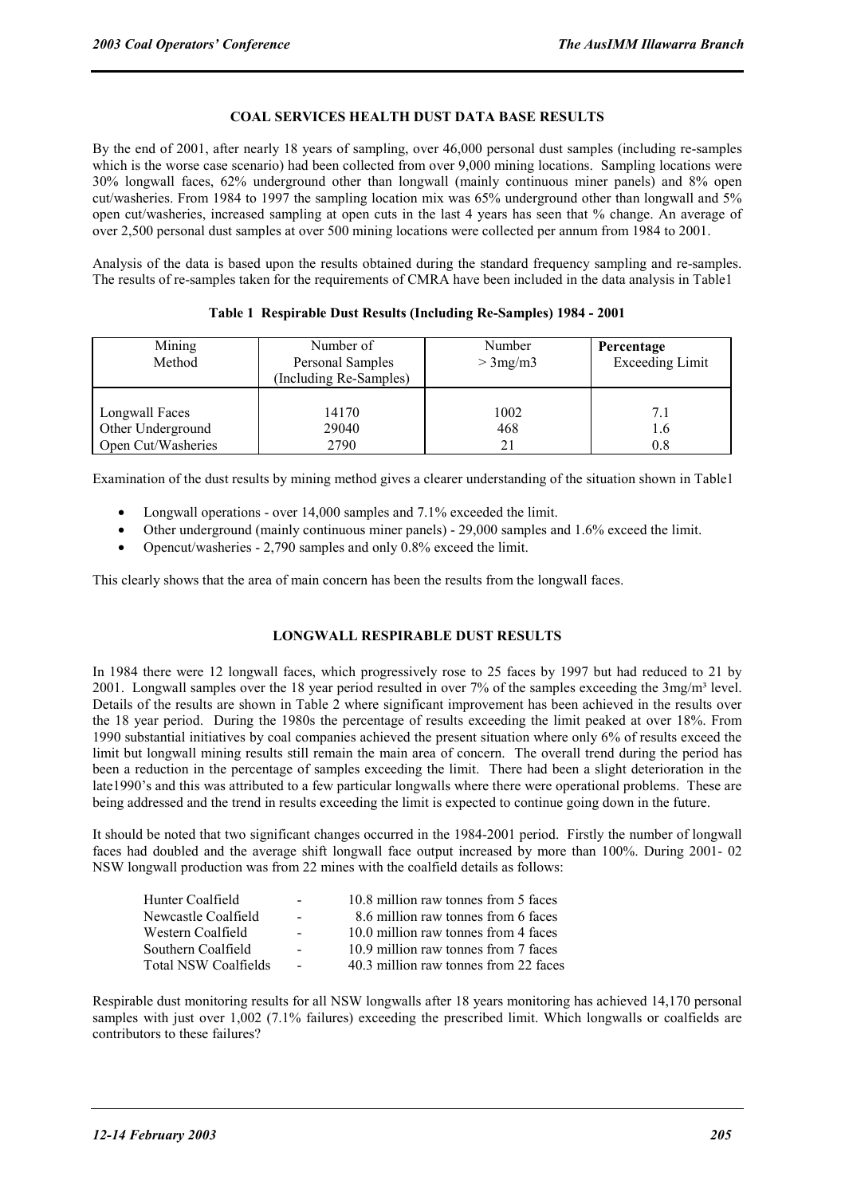## COAL SERVICES HEALTH DUST DATA BASE RESULTS

By the end of 2001, after nearly 18 years of sampling, over 46,000 personal dust samples (including re-samples which is the worse case scenario) had been collected from over 9,000 mining locations. Sampling locations were 30% longwall faces, 62% underground other than longwall (mainly continuous miner panels) and 8% open cut/washeries. From 1984 to 1997 the sampling location mix was 65% underground other than longwall and 5% open cut/washeries, increased sampling at open cuts in the last 4 years has seen that % change. An average of over 2,500 personal dust samples at over 500 mining locations were collected per annum from 1984 to 2001.

Analysis of the data is based upon the results obtained during the standard frequency sampling and re-samples. The results of re-samples taken for the requirements of CMRA have been included in the data analysis in Table1

**Table 1 Respirable Dust Results (Including Re-Samples) 1984 - 2001**

| Mining Method | Number of Personal Samples (Including Re-Samples) | Number > 3mg/m3 | **Percentage** Exceeding Limit |
|---|---|---|---|
| Longwall Faces | 14170 | 1002 | 7.1 |
| Other Underground | 29040 | 468 | 1.6 |
| Open Cut/Washeries | 2790 | 21 | 0.8 |

Examination of the dust results by mining method gives a clearer understanding of the situation shown in Table1

- Longwall operations - over 14,000 samples and 7.1% exceeded the limit.
- Other underground (mainly continuous miner panels) - 29,000 samples and 1.6% exceed the limit.
- Opencut/washeries - 2,790 samples and only 0.8% exceed the limit.

This clearly shows that the area of main concern has been the results from the longwall faces.

## LONGWALL RESPIRABLE DUST RESULTS

In 1984 there were 12 longwall faces, which progressively rose to 25 faces by 1997 but had reduced to 21 by 2001. Longwall samples over the 18 year period resulted in over 7% of the samples exceeding the 3mg/m³ level. Details of the results are shown in Table 2 where significant improvement has been achieved in the results over the 18 year period. During the 1980s the percentage of results exceeding the limit peaked at over 18%. From 1990 substantial initiatives by coal companies achieved the present situation where only 6% of results exceed the limit but longwall mining results still remain the main area of concern. The overall trend during the period has been a reduction in the percentage of samples exceeding the limit. There had been a slight deterioration in the late1990's and this was attributed to a few particular longwalls where there were operational problems. These are being addressed and the trend in results exceeding the limit is expected to continue going down in the future.

It should be noted that two significant changes occurred in the 1984-2001 period. Firstly the number of longwall faces had doubled and the average shift longwall face output increased by more than 100%. During 2001- 02 NSW longwall production was from 22 mines with the coalfield details as follows:

| | | |
|---|---|---|
| Hunter Coalfield | - | 10.8 million raw tonnes from 5 faces |
| Newcastle Coalfield | - | 8.6 million raw tonnes from 6 faces |
| Western Coalfield | - | 10.0 million raw tonnes from 4 faces |
| Southern Coalfield | - | 10.9 million raw tonnes from 7 faces |
| Total NSW Coalfields | - | 40.3 million raw tonnes from 22 faces |

Respirable dust monitoring results for all NSW longwalls after 18 years monitoring has achieved 14,170 personal samples with just over 1,002 (7.1% failures) exceeding the prescribed limit. Which longwalls or coalfields are contributors to these failures?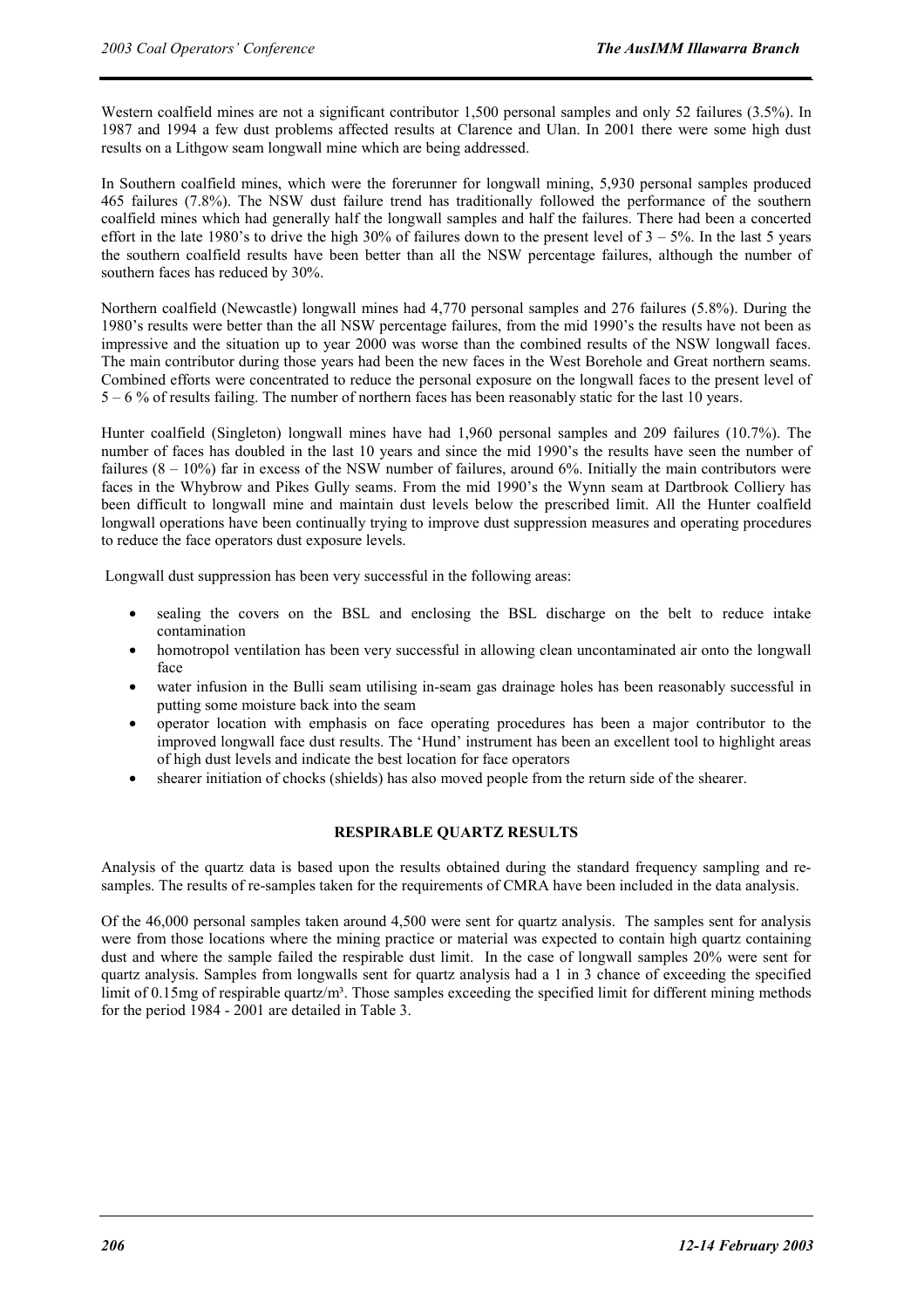Western coalfield mines are not a significant contributor 1,500 personal samples and only 52 failures (3.5%). In 1987 and 1994 a few dust problems affected results at Clarence and Ulan. In 2001 there were some high dust results on a Lithgow seam longwall mine which are being addressed.

In Southern coalfield mines, which were the forerunner for longwall mining, 5,930 personal samples produced 465 failures (7.8%). The NSW dust failure trend has traditionally followed the performance of the southern coalfield mines which had generally half the longwall samples and half the failures. There had been a concerted effort in the late 1980's to drive the high 30% of failures down to the present level of 3 – 5%. In the last 5 years the southern coalfield results have been better than all the NSW percentage failures, although the number of southern faces has reduced by 30%.

Northern coalfield (Newcastle) longwall mines had 4,770 personal samples and 276 failures (5.8%). During the 1980's results were better than the all NSW percentage failures, from the mid 1990's the results have not been as impressive and the situation up to year 2000 was worse than the combined results of the NSW longwall faces. The main contributor during those years had been the new faces in the West Borehole and Great northern seams. Combined efforts were concentrated to reduce the personal exposure on the longwall faces to the present level of 5 – 6 % of results failing. The number of northern faces has been reasonably static for the last 10 years.

Hunter coalfield (Singleton) longwall mines have had 1,960 personal samples and 209 failures (10.7%). The number of faces has doubled in the last 10 years and since the mid 1990's the results have seen the number of failures (8 – 10%) far in excess of the NSW number of failures, around 6%. Initially the main contributors were faces in the Whybrow and Pikes Gully seams. From the mid 1990's the Wynn seam at Dartbrook Colliery has been difficult to longwall mine and maintain dust levels below the prescribed limit. All the Hunter coalfield longwall operations have been continually trying to improve dust suppression measures and operating procedures to reduce the face operators dust exposure levels.

Longwall dust suppression has been very successful in the following areas:

- sealing the covers on the BSL and enclosing the BSL discharge on the belt to reduce intake contamination
- homotropol ventilation has been very successful in allowing clean uncontaminated air onto the longwall face
- water infusion in the Bulli seam utilising in-seam gas drainage holes has been reasonably successful in putting some moisture back into the seam
- operator location with emphasis on face operating procedures has been a major contributor to the improved longwall face dust results. The 'Hund' instrument has been an excellent tool to highlight areas of high dust levels and indicate the best location for face operators
- shearer initiation of chocks (shields) has also moved people from the return side of the shearer.

## RESPIRABLE QUARTZ RESULTS

Analysis of the quartz data is based upon the results obtained during the standard frequency sampling and re-samples. The results of re-samples taken for the requirements of CMRA have been included in the data analysis.

Of the 46,000 personal samples taken around 4,500 were sent for quartz analysis. The samples sent for analysis were from those locations where the mining practice or material was expected to contain high quartz containing dust and where the sample failed the respirable dust limit. In the case of longwall samples 20% were sent for quartz analysis. Samples from longwalls sent for quartz analysis had a 1 in 3 chance of exceeding the specified limit of 0.15mg of respirable quartz/m³. Those samples exceeding the specified limit for different mining methods for the period 1984 - 2001 are detailed in Table 3.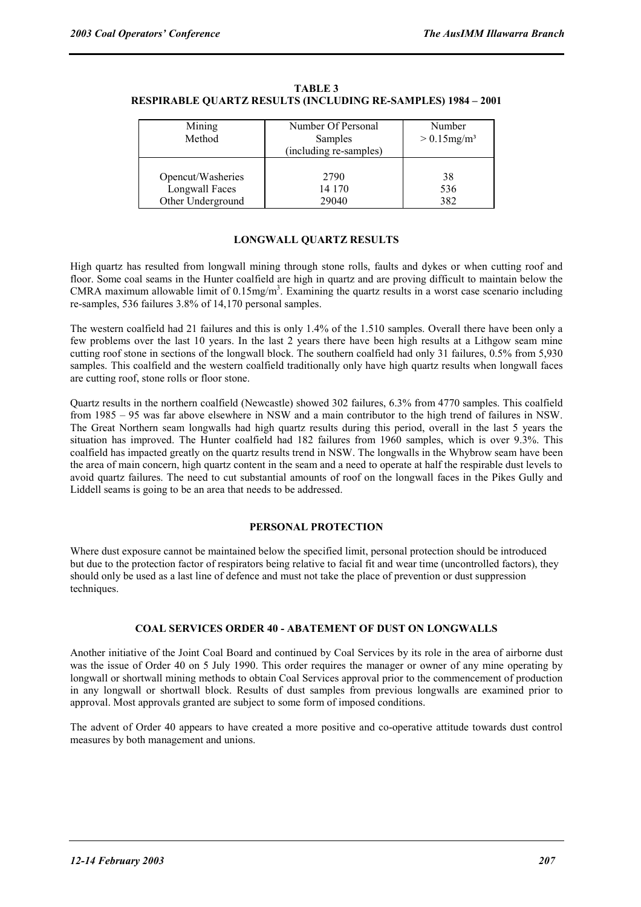**TABLE 3**
**RESPIRABLE QUARTZ RESULTS (INCLUDING RE-SAMPLES) 1984 – 2001**

| Mining Method | Number Of Personal Samples (including re-samples) | Number > 0.15mg/m³ |
|---|---|---|
| Opencut/Washeries | 2790 | 38 |
| Longwall Faces | 14 170 | 536 |
| Other Underground | 29040 | 382 |

## LONGWALL QUARTZ RESULTS

High quartz has resulted from longwall mining through stone rolls, faults and dykes or when cutting roof and floor. Some coal seams in the Hunter coalfield are high in quartz and are proving difficult to maintain below the CMRA maximum allowable limit of $0.15mg/m^3$. Examining the quartz results in a worst case scenario including re-samples, 536 failures 3.8% of 14,170 personal samples.

The western coalfield had 21 failures and this is only 1.4% of the 1.510 samples. Overall there have been only a few problems over the last 10 years. In the last 2 years there have been high results at a Lithgow seam mine cutting roof stone in sections of the longwall block. The southern coalfield had only 31 failures, 0.5% from 5,930 samples. This coalfield and the western coalfield traditionally only have high quartz results when longwall faces are cutting roof, stone rolls or floor stone.

Quartz results in the northern coalfield (Newcastle) showed 302 failures, 6.3% from 4770 samples. This coalfield from 1985 – 95 was far above elsewhere in NSW and a main contributor to the high trend of failures in NSW. The Great Northern seam longwalls had high quartz results during this period, overall in the last 5 years the situation has improved. The Hunter coalfield had 182 failures from 1960 samples, which is over 9.3%. This coalfield has impacted greatly on the quartz results trend in NSW. The longwalls in the Whybrow seam have been the area of main concern, high quartz content in the seam and a need to operate at half the respirable dust levels to avoid quartz failures. The need to cut substantial amounts of roof on the longwall faces in the Pikes Gully and Liddell seams is going to be an area that needs to be addressed.

## PERSONAL PROTECTION

Where dust exposure cannot be maintained below the specified limit, personal protection should be introduced but due to the protection factor of respirators being relative to facial fit and wear time (uncontrolled factors), they should only be used as a last line of defence and must not take the place of prevention or dust suppression techniques.

## COAL SERVICES ORDER 40 - ABATEMENT OF DUST ON LONGWALLS

Another initiative of the Joint Coal Board and continued by Coal Services by its role in the area of airborne dust was the issue of Order 40 on 5 July 1990. This order requires the manager or owner of any mine operating by longwall or shortwall mining methods to obtain Coal Services approval prior to the commencement of production in any longwall or shortwall block. Results of dust samples from previous longwalls are examined prior to approval. Most approvals granted are subject to some form of imposed conditions.

The advent of Order 40 appears to have created a more positive and co-operative attitude towards dust control measures by both management and unions.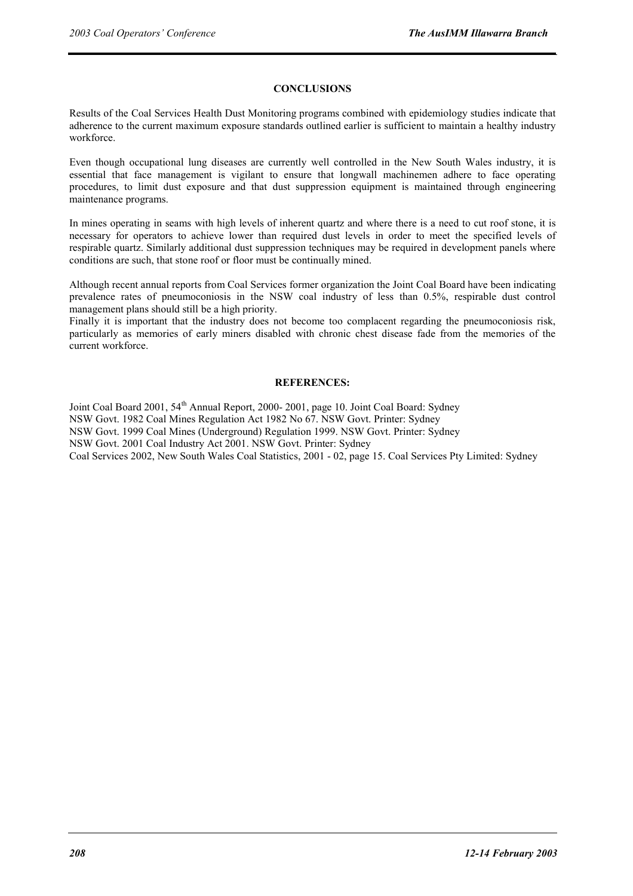## CONCLUSIONS

Results of the Coal Services Health Dust Monitoring programs combined with epidemiology studies indicate that adherence to the current maximum exposure standards outlined earlier is sufficient to maintain a healthy industry workforce.

Even though occupational lung diseases are currently well controlled in the New South Wales industry, it is essential that face management is vigilant to ensure that longwall machinemen adhere to face operating procedures, to limit dust exposure and that dust suppression equipment is maintained through engineering maintenance programs.

In mines operating in seams with high levels of inherent quartz and where there is a need to cut roof stone, it is necessary for operators to achieve lower than required dust levels in order to meet the specified levels of respirable quartz. Similarly additional dust suppression techniques may be required in development panels where conditions are such, that stone roof or floor must be continually mined.

Although recent annual reports from Coal Services former organization the Joint Coal Board have been indicating prevalence rates of pneumoconiosis in the NSW coal industry of less than 0.5%, respirable dust control management plans should still be a high priority.

Finally it is important that the industry does not become too complacent regarding the pneumoconiosis risk, particularly as memories of early miners disabled with chronic chest disease fade from the memories of the current workforce.

## REFERENCES:

Joint Coal Board 2001, 54th Annual Report, 2000- 2001, page 10. Joint Coal Board: Sydney

NSW Govt. 1982 Coal Mines Regulation Act 1982 No 67. NSW Govt. Printer: Sydney

NSW Govt. 1999 Coal Mines (Underground) Regulation 1999. NSW Govt. Printer: Sydney

NSW Govt. 2001 Coal Industry Act 2001. NSW Govt. Printer: Sydney

Coal Services 2002, New South Wales Coal Statistics, 2001 - 02, page 15. Coal Services Pty Limited: Sydney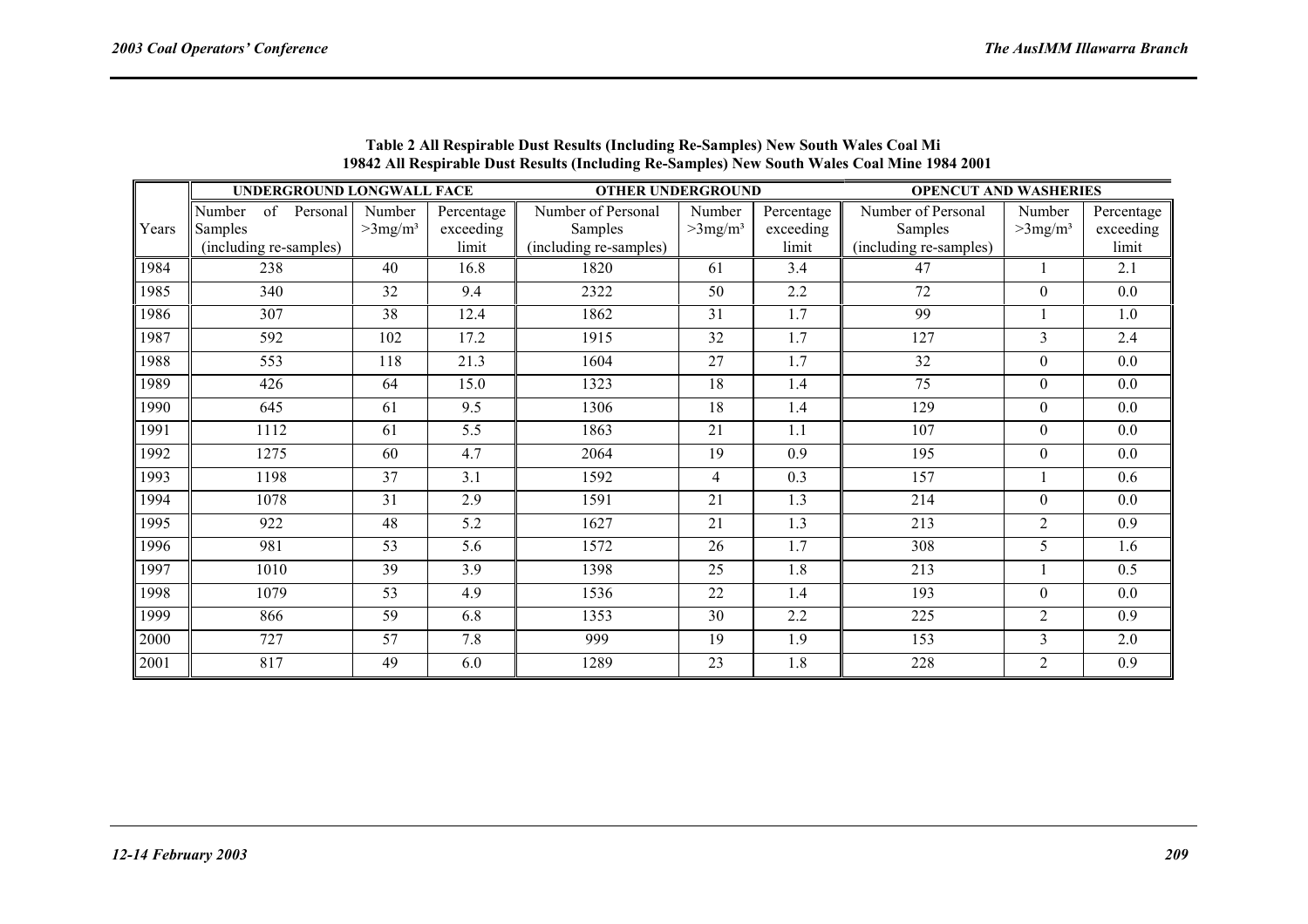**Table 2 All Respirable Dust Results (Including Re-Samples) New South Wales Coal Mi 19842 All Respirable Dust Results (Including Re-Samples) New South Wales Coal Mine 1984 2001**

| | UNDERGROUND LONGWALL FACE | | | OTHER UNDERGROUND | | | OPENCUT AND WASHERIES | | |
|---|---|---|---|---|---|---|---|---|---|
| Years | Number of Personal Samples (including re-samples) | Number >3mg/m³ | Percentage exceeding limit | Number of Personal Samples (including re-samples) | Number >3mg/m³ | Percentage exceeding limit | Number of Personal Samples (including re-samples) | Number >3mg/m³ | Percentage exceeding limit |
| 1984 | 238 | 40 | 16.8 | 1820 | 61 | 3.4 | 47 | 1 | 2.1 |
| 1985 | 340 | 32 | 9.4 | 2322 | 50 | 2.2 | 72 | 0 | 0.0 |
| 1986 | 307 | 38 | 12.4 | 1862 | 31 | 1.7 | 99 | 1 | 1.0 |
| 1987 | 592 | 102 | 17.2 | 1915 | 32 | 1.7 | 127 | 3 | 2.4 |
| 1988 | 553 | 118 | 21.3 | 1604 | 27 | 1.7 | 32 | 0 | 0.0 |
| 1989 | 426 | 64 | 15.0 | 1323 | 18 | 1.4 | 75 | 0 | 0.0 |
| 1990 | 645 | 61 | 9.5 | 1306 | 18 | 1.4 | 129 | 0 | 0.0 |
| 1991 | 1112 | 61 | 5.5 | 1863 | 21 | 1.1 | 107 | 0 | 0.0 |
| 1992 | 1275 | 60 | 4.7 | 2064 | 19 | 0.9 | 195 | 0 | 0.0 |
| 1993 | 1198 | 37 | 3.1 | 1592 | 4 | 0.3 | 157 | 1 | 0.6 |
| 1994 | 1078 | 31 | 2.9 | 1591 | 21 | 1.3 | 214 | 0 | 0.0 |
| 1995 | 922 | 48 | 5.2 | 1627 | 21 | 1.3 | 213 | 2 | 0.9 |
| 1996 | 981 | 53 | 5.6 | 1572 | 26 | 1.7 | 308 | 5 | 1.6 |
| 1997 | 1010 | 39 | 3.9 | 1398 | 25 | 1.8 | 213 | 1 | 0.5 |
| 1998 | 1079 | 53 | 4.9 | 1536 | 22 | 1.4 | 193 | 0 | 0.0 |
| 1999 | 866 | 59 | 6.8 | 1353 | 30 | 2.2 | 225 | 2 | 0.9 |
| 2000 | 727 | 57 | 7.8 | 999 | 19 | 1.9 | 153 | 3 | 2.0 |
| 2001 | 817 | 49 | 6.0 | 1289 | 23 | 1.8 | 228 | 2 | 0.9 |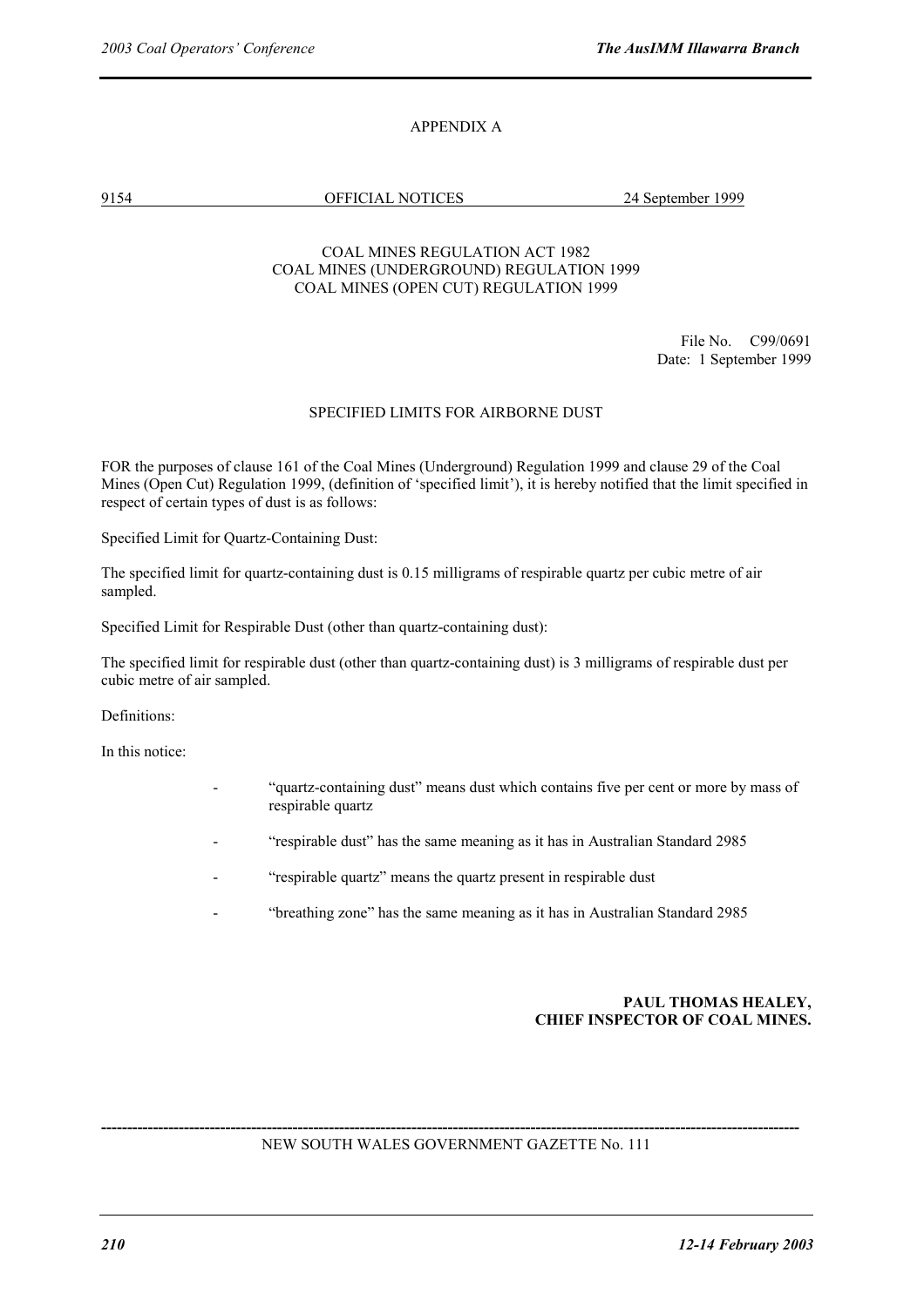# APPENDIX A

9154 OFFICIAL NOTICES 24 September 1999

COAL MINES REGULATION ACT 1982
COAL MINES (UNDERGROUND) REGULATION 1999
COAL MINES (OPEN CUT) REGULATION 1999

File No. C99/0691
Date: 1 September 1999

## SPECIFIED LIMITS FOR AIRBORNE DUST

FOR the purposes of clause 161 of the Coal Mines (Underground) Regulation 1999 and clause 29 of the Coal Mines (Open Cut) Regulation 1999, (definition of 'specified limit'), it is hereby notified that the limit specified in respect of certain types of dust is as follows:

Specified Limit for Quartz-Containing Dust:

The specified limit for quartz-containing dust is 0.15 milligrams of respirable quartz per cubic metre of air sampled.

Specified Limit for Respirable Dust (other than quartz-containing dust):

The specified limit for respirable dust (other than quartz-containing dust) is 3 milligrams of respirable dust per cubic metre of air sampled.

Definitions:

In this notice:

- "quartz-containing dust" means dust which contains five per cent or more by mass of respirable quartz
- "respirable dust" has the same meaning as it has in Australian Standard 2985
- "respirable quartz" means the quartz present in respirable dust
- "breathing zone" has the same meaning as it has in Australian Standard 2985

**PAUL THOMAS HEALEY,**
**CHIEF INSPECTOR OF COAL MINES.**

---

NEW SOUTH WALES GOVERNMENT GAZETTE No. 111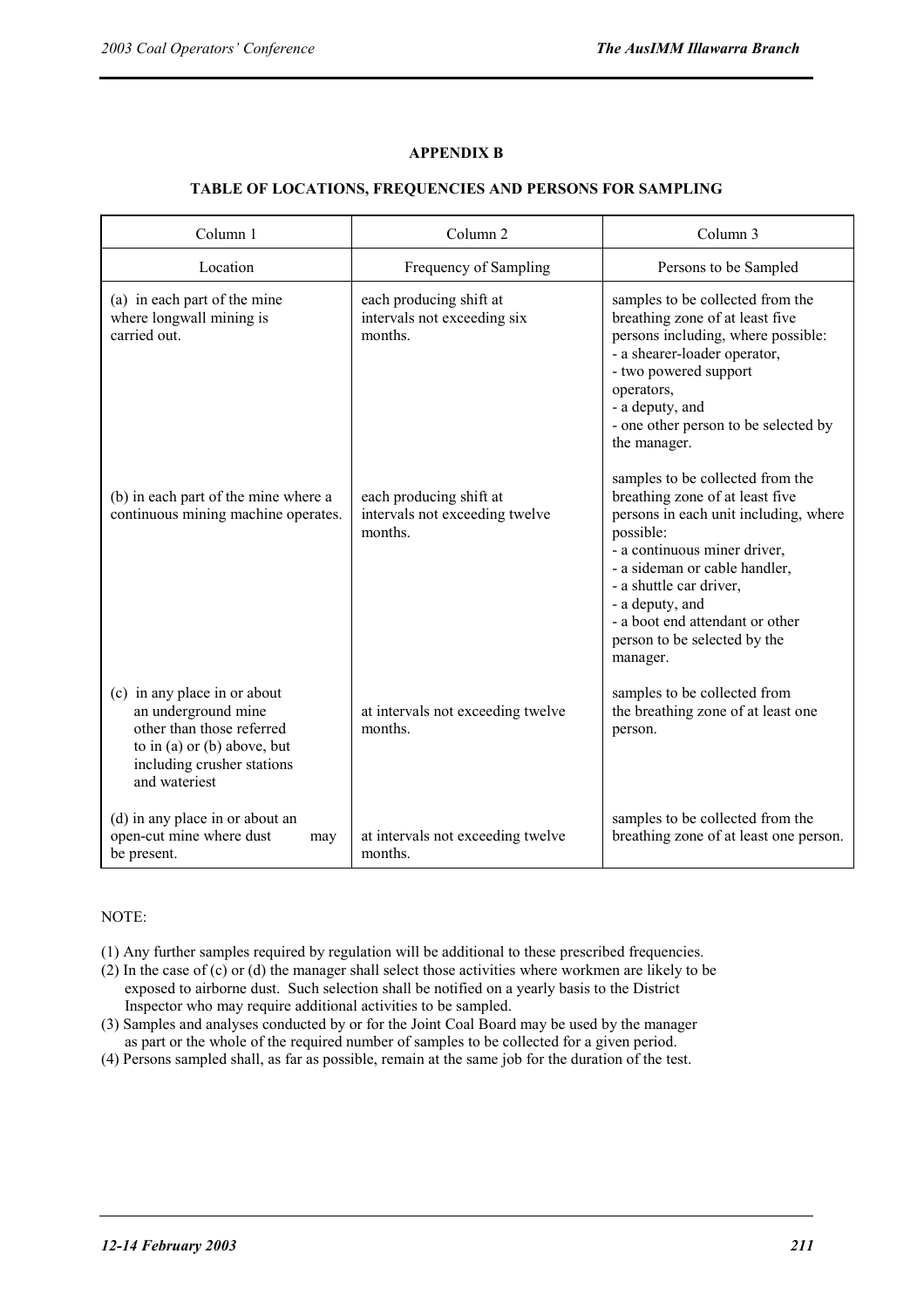## APPENDIX B

### TABLE OF LOCATIONS, FREQUENCIES AND PERSONS FOR SAMPLING

| Column 1 | Column 2 | Column 3 |
|---|---|---|
| Location | Frequency of Sampling | Persons to be Sampled |
| (a) in each part of the mine where longwall mining is carried out. | each producing shift at intervals not exceeding six months. | samples to be collected from the breathing zone of at least five persons including, where possible: - a shearer-loader operator, - two powered support operators, - a deputy, and - one other person to be selected by the manager. |
| (b) in each part of the mine where a continuous mining machine operates. | each producing shift at intervals not exceeding twelve months. | samples to be collected from the breathing zone of at least five persons in each unit including, where possible: - a continuous miner driver, - a sideman or cable handler, - a shuttle car driver, - a deputy, and - a boot end attendant or other person to be selected by the manager. |
| (c) in any place in or about an underground mine other than those referred to in (a) or (b) above, but including crusher stations and wateriest | at intervals not exceeding twelve months. | samples to be collected from the breathing zone of at least one person. |
| (d) in any place in or about an open-cut mine where dust may be present. | at intervals not exceeding twelve months. | samples to be collected from the breathing zone of at least one person. |

NOTE:

(1) Any further samples required by regulation will be additional to these prescribed frequencies.
(2) In the case of (c) or (d) the manager shall select those activities where workmen are likely to be exposed to airborne dust. Such selection shall be notified on a yearly basis to the District Inspector who may require additional activities to be sampled.
(3) Samples and analyses conducted by or for the Joint Coal Board may be used by the manager as part or the whole of the required number of samples to be collected for a given period.
(4) Persons sampled shall, as far as possible, remain at the same job for the duration of the test.